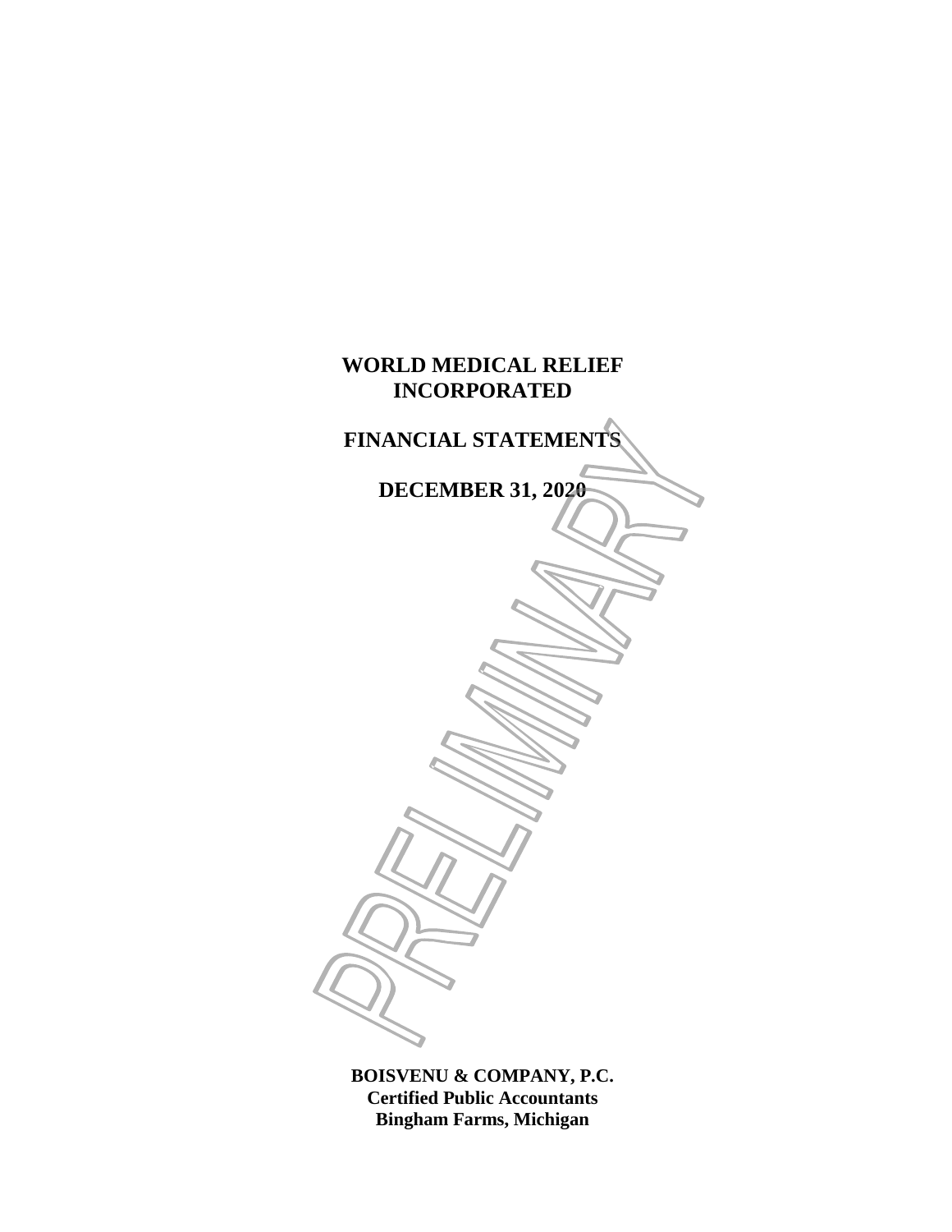# WORLD MEDICAL RELIEF INCORPORATED

## FINANCIAL STATEMENTS

## DECEMBER 31, 2020

PRELIMINARY

**BOISVENU & COMPANY, P.C.**
**Certified Public Accountants**
**Bingham Farms, Michigan**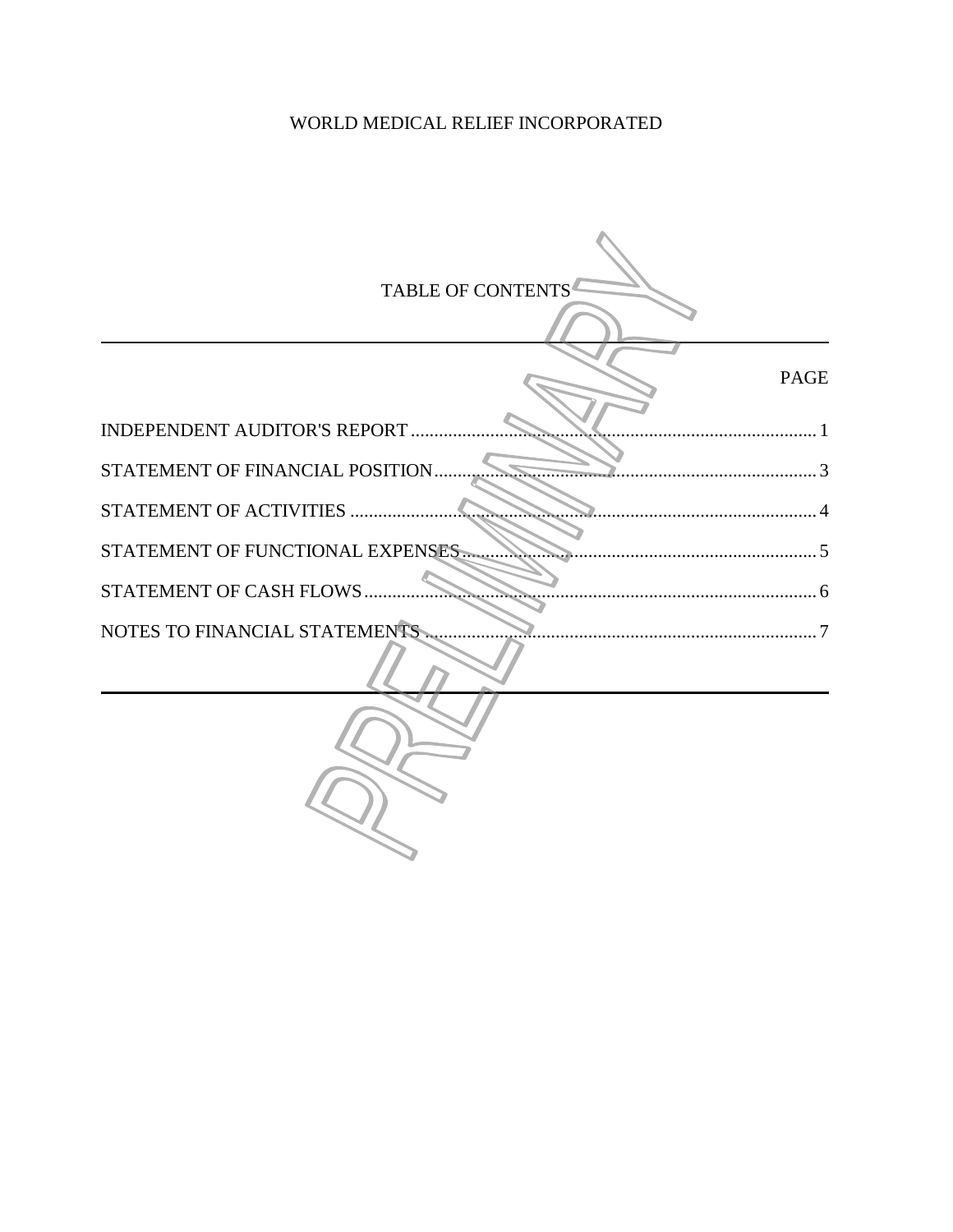# WORLD MEDICAL RELIEF INCORPORATED

## TABLE OF CONTENTS

| | PAGE |
|---|---|
| INDEPENDENT AUDITOR'S REPORT | 1 |
| STATEMENT OF FINANCIAL POSITION | 3 |
| STATEMENT OF ACTIVITIES | 4 |
| STATEMENT OF FUNCTIONAL EXPENSES | 5 |
| STATEMENT OF CASH FLOWS | 6 |
| NOTES TO FINANCIAL STATEMENTS | 7 |

PRELIMINARY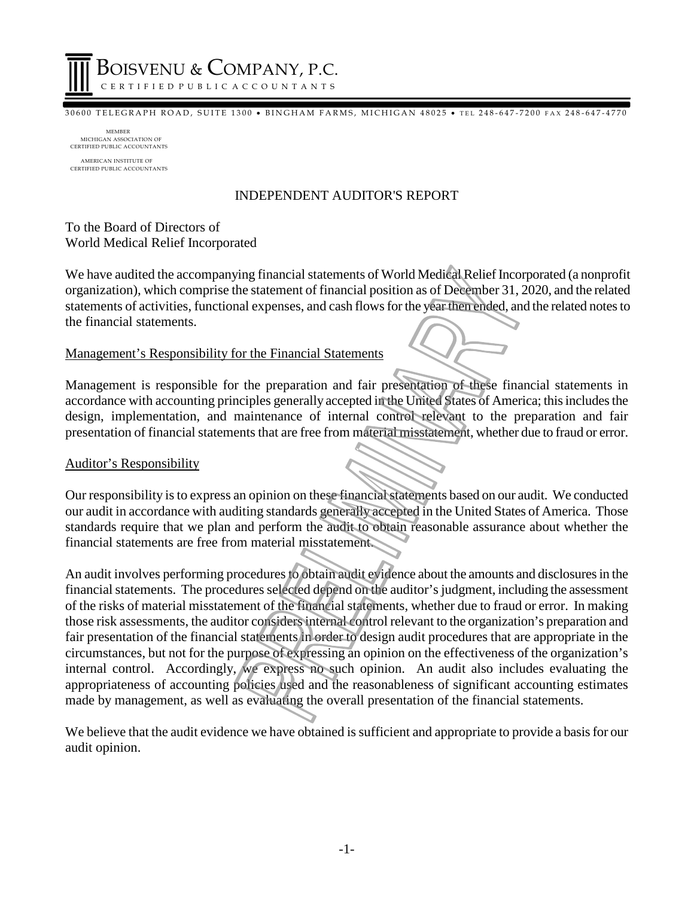# BOISVENU & COMPANY, P.C.

CERTIFIED PUBLIC ACCOUNTANTS

30600 TELEGRAPH ROAD, SUITE 1300 • BINGHAM FARMS, MICHIGAN 48025 • TEL 248-647-7200 FAX 248-647-4770

MEMBER
MICHIGAN ASSOCIATION OF
CERTIFIED PUBLIC ACCOUNTANTS

AMERICAN INSTITUTE OF
CERTIFIED PUBLIC ACCOUNTANTS

## INDEPENDENT AUDITOR'S REPORT

To the Board of Directors of
World Medical Relief Incorporated

We have audited the accompanying financial statements of World Medical Relief Incorporated (a nonprofit organization), which comprise the statement of financial position as of December 31, 2020, and the related statements of activities, functional expenses, and cash flows for the year then ended, and the related notes to the financial statements.

### Management's Responsibility for the Financial Statements

Management is responsible for the preparation and fair presentation of these financial statements in accordance with accounting principles generally accepted in the United States of America; this includes the design, implementation, and maintenance of internal control relevant to the preparation and fair presentation of financial statements that are free from material misstatement, whether due to fraud or error.

### Auditor's Responsibility

Our responsibility is to express an opinion on these financial statements based on our audit. We conducted our audit in accordance with auditing standards generally accepted in the United States of America. Those standards require that we plan and perform the audit to obtain reasonable assurance about whether the financial statements are free from material misstatement.

An audit involves performing procedures to obtain audit evidence about the amounts and disclosures in the financial statements. The procedures selected depend on the auditor's judgment, including the assessment of the risks of material misstatement of the financial statements, whether due to fraud or error. In making those risk assessments, the auditor considers internal control relevant to the organization's preparation and fair presentation of the financial statements in order to design audit procedures that are appropriate in the circumstances, but not for the purpose of expressing an opinion on the effectiveness of the organization's internal control. Accordingly, we express no such opinion. An audit also includes evaluating the appropriateness of accounting policies used and the reasonableness of significant accounting estimates made by management, as well as evaluating the overall presentation of the financial statements.

We believe that the audit evidence we have obtained is sufficient and appropriate to provide a basis for our audit opinion.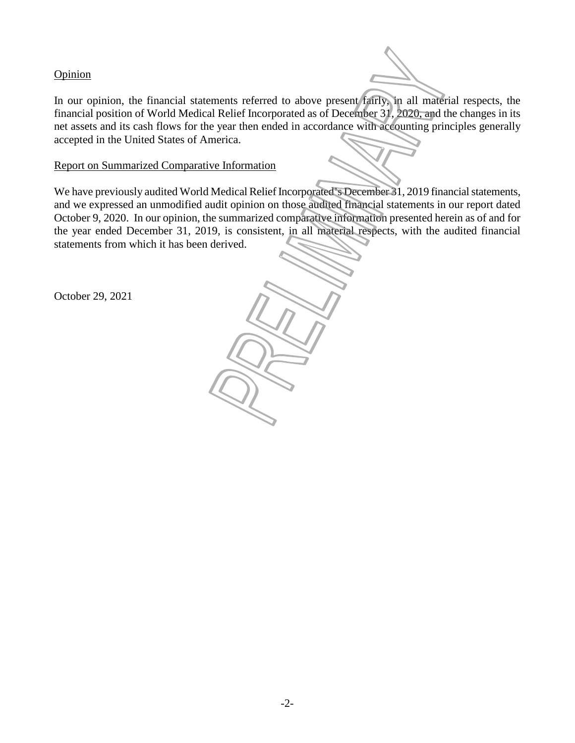## Opinion

In our opinion, the financial statements referred to above present fairly, in all material respects, the financial position of World Medical Relief Incorporated as of December 31, 2020, and the changes in its net assets and its cash flows for the year then ended in accordance with accounting principles generally accepted in the United States of America.

## Report on Summarized Comparative Information

We have previously audited World Medical Relief Incorporated's December 31, 2019 financial statements, and we expressed an unmodified audit opinion on those audited financial statements in our report dated October 9, 2020. In our opinion, the summarized comparative information presented herein as of and for the year ended December 31, 2019, is consistent, in all material respects, with the audited financial statements from which it has been derived.

October 29, 2021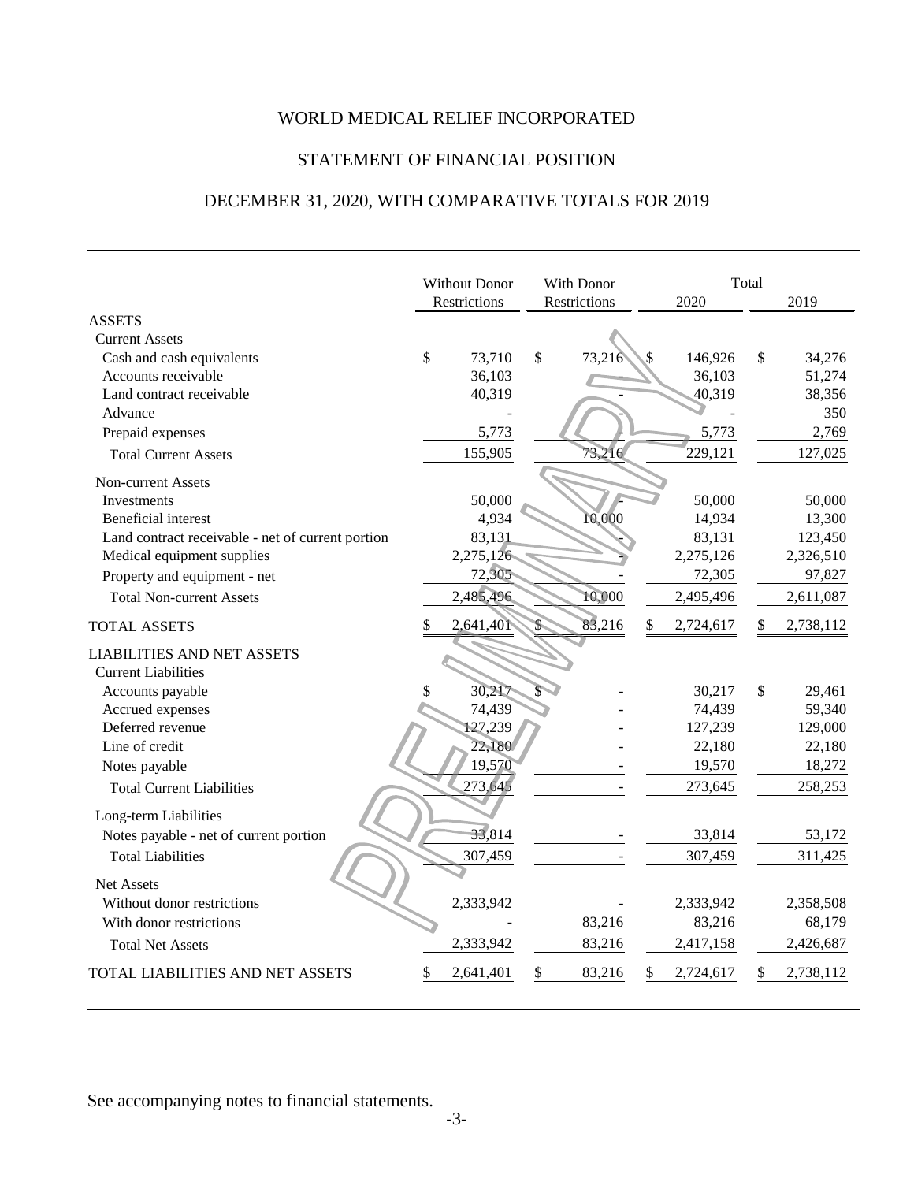# WORLD MEDICAL RELIEF INCORPORATED

## STATEMENT OF FINANCIAL POSITION

## DECEMBER 31, 2020, WITH COMPARATIVE TOTALS FOR 2019

| | Without Donor Restrictions | With Donor Restrictions | Total 2020 | Total 2019 |
|---|---|---|---|---|
| **ASSETS** | | | | |
| Current Assets | | | | |
| Cash and cash equivalents | $ 73,710 | $ 73,216 | $ 146,926 | $ 34,276 |
| Accounts receivable | 36,103 | - | 36,103 | 51,274 |
| Land contract receivable | 40,319 | - | 40,319 | 38,356 |
| Advance | - | - | - | 350 |
| Prepaid expenses | 5,773 | - | 5,773 | 2,769 |
| Total Current Assets | 155,905 | 73,216 | 229,121 | 127,025 |
| Non-current Assets | | | | |
| Investments | 50,000 | - | 50,000 | 50,000 |
| Beneficial interest | 4,934 | 10,000 | 14,934 | 13,300 |
| Land contract receivable - net of current portion | 83,131 | - | 83,131 | 123,450 |
| Medical equipment supplies | 2,275,126 | - | 2,275,126 | 2,326,510 |
| Property and equipment - net | 72,305 | - | 72,305 | 97,827 |
| Total Non-current Assets | 2,485,496 | 10,000 | 2,495,496 | 2,611,087 |
| TOTAL ASSETS | $ 2,641,401 | $ 83,216 | $ 2,724,617 | $ 2,738,112 |
| **LIABILITIES AND NET ASSETS** | | | | |
| Current Liabilities | | | | |
| Accounts payable | $ 30,217 | $ - | 30,217 | $ 29,461 |
| Accrued expenses | 74,439 | - | 74,439 | 59,340 |
| Deferred revenue | 127,239 | - | 127,239 | 129,000 |
| Line of credit | 22,180 | - | 22,180 | 22,180 |
| Notes payable | 19,570 | - | 19,570 | 18,272 |
| Total Current Liabilities | 273,645 | - | 273,645 | 258,253 |
| Long-term Liabilities | | | | |
| Notes payable - net of current portion | 33,814 | - | 33,814 | 53,172 |
| Total Liabilities | 307,459 | - | 307,459 | 311,425 |
| Net Assets | | | | |
| Without donor restrictions | 2,333,942 | - | 2,333,942 | 2,358,508 |
| With donor restrictions | - | 83,216 | 83,216 | 68,179 |
| Total Net Assets | 2,333,942 | 83,216 | 2,417,158 | 2,426,687 |
| TOTAL LIABILITIES AND NET ASSETS | $ 2,641,401 | $ 83,216 | $ 2,724,617 | $ 2,738,112 |

PRELIMINARY

See accompanying notes to financial statements.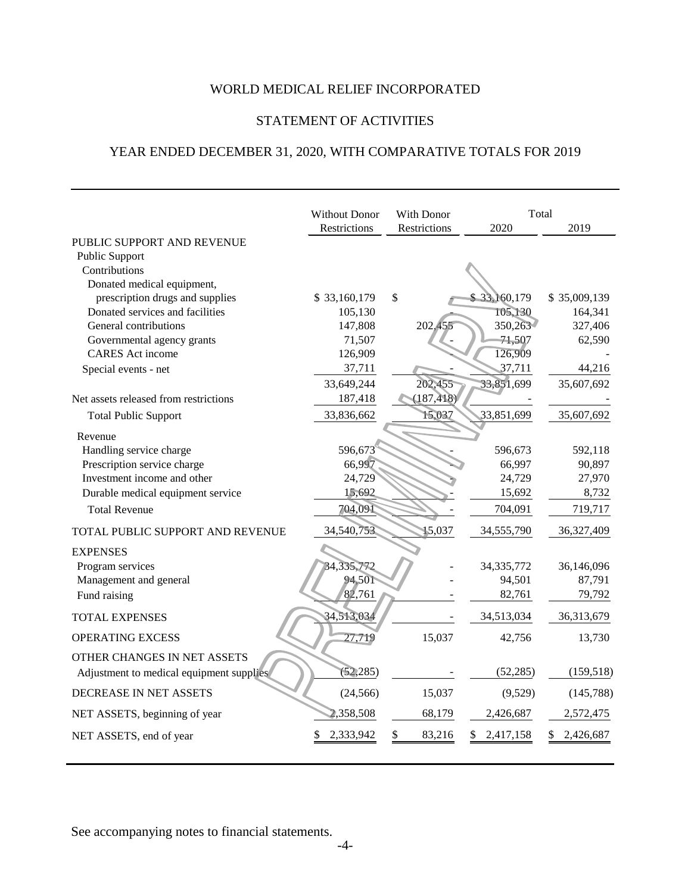# WORLD MEDICAL RELIEF INCORPORATED

## STATEMENT OF ACTIVITIES

## YEAR ENDED DECEMBER 31, 2020, WITH COMPARATIVE TOTALS FOR 2019

| | Without Donor Restrictions | With Donor Restrictions | Total 2020 | Total 2019 |
|---|---|---|---|---|
| PUBLIC SUPPORT AND REVENUE | | | | |
| Public Support | | | | |
| Contributions | | | | |
| Donated medical equipment, prescription drugs and supplies | $ 33,160,179 | $ - | $ 33,160,179 | $ 35,009,139 |
| Donated services and facilities | 105,130 | - | 105,130 | 164,341 |
| General contributions | 147,808 | 202,455 | 350,263 | 327,406 |
| Governmental agency grants | 71,507 | - | 71,507 | 62,590 |
| CARES Act income | 126,909 | - | 126,909 | - |
| Special events - net | 37,711 | - | 37,711 | 44,216 |
| | 33,649,244 | 202,455 | 33,851,699 | 35,607,692 |
| Net assets released from restrictions | 187,418 | (187,418) | - | - |
| Total Public Support | 33,836,662 | 15,037 | 33,851,699 | 35,607,692 |
| Revenue | | | | |
| Handling service charge | 596,673 | - | 596,673 | 592,118 |
| Prescription service charge | 66,997 | - | 66,997 | 90,897 |
| Investment income and other | 24,729 | - | 24,729 | 27,970 |
| Durable medical equipment service | 15,692 | - | 15,692 | 8,732 |
| Total Revenue | 704,091 | - | 704,091 | 719,717 |
| TOTAL PUBLIC SUPPORT AND REVENUE | 34,540,753 | 15,037 | 34,555,790 | 36,327,409 |
| EXPENSES | | | | |
| Program services | 34,335,772 | - | 34,335,772 | 36,146,096 |
| Management and general | 94,501 | - | 94,501 | 87,791 |
| Fund raising | 82,761 | - | 82,761 | 79,792 |
| TOTAL EXPENSES | 34,513,034 | - | 34,513,034 | 36,313,679 |
| OPERATING EXCESS | 27,719 | 15,037 | 42,756 | 13,730 |
| OTHER CHANGES IN NET ASSETS | | | | |
| Adjustment to medical equipment supplies | (52,285) | - | (52,285) | (159,518) |
| DECREASE IN NET ASSETS | (24,566) | 15,037 | (9,529) | (145,788) |
| NET ASSETS, beginning of year | 2,358,508 | 68,179 | 2,426,687 | 2,572,475 |
| NET ASSETS, end of year | $ 2,333,942 | $ 83,216 | $ 2,417,158 | $ 2,426,687 |

See accompanying notes to financial statements.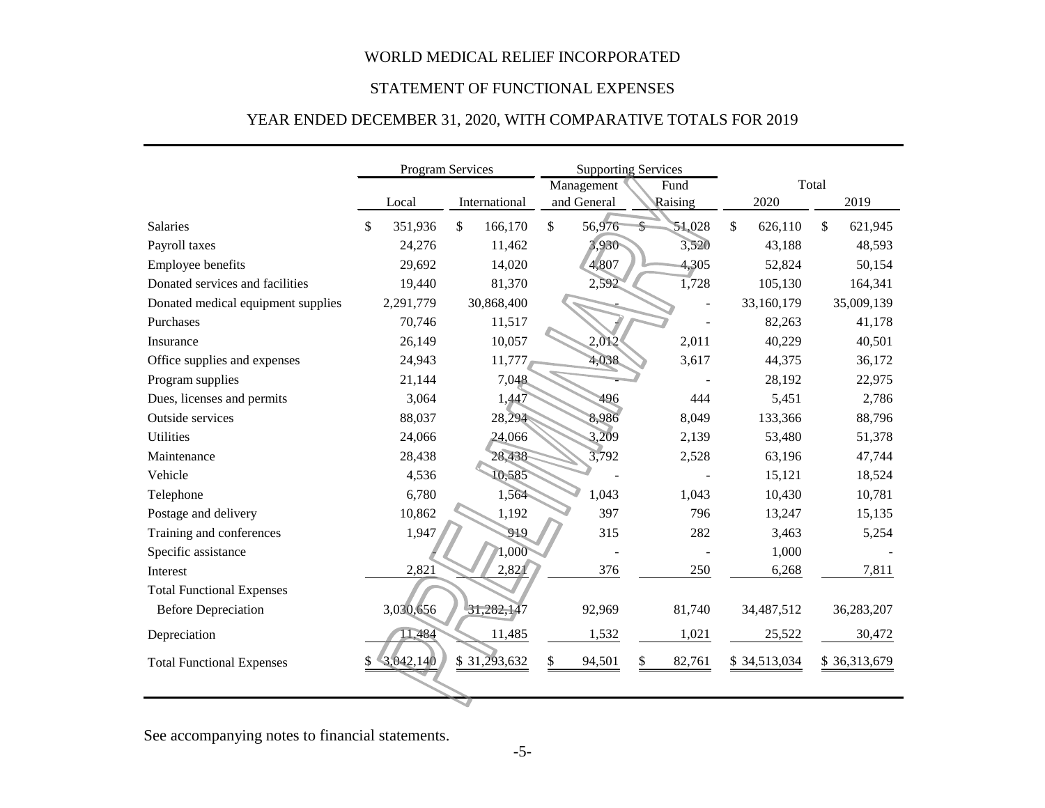WORLD MEDICAL RELIEF INCORPORATED

STATEMENT OF FUNCTIONAL EXPENSES

YEAR ENDED DECEMBER 31, 2020, WITH COMPARATIVE TOTALS FOR 2019

| | Program Services | | Supporting Services | | Total | |
|---|---|---|---|---|---|---|
| | Local | International | Management and General | Fund Raising | 2020 | 2019 |
| Salaries | $ 351,936 | $ 166,170 | $ 56,976 | $ 51,028 | $ 626,110 | $ 621,945 |
| Payroll taxes | 24,276 | 11,462 | 3,930 | 3,520 | 43,188 | 48,593 |
| Employee benefits | 29,692 | 14,020 | 4,807 | 4,305 | 52,824 | 50,154 |
| Donated services and facilities | 19,440 | 81,370 | 2,592 | 1,728 | 105,130 | 164,341 |
| Donated medical equipment supplies | 2,291,779 | 30,868,400 | - | - | 33,160,179 | 35,009,139 |
| Purchases | 70,746 | 11,517 | - | - | 82,263 | 41,178 |
| Insurance | 26,149 | 10,057 | 2,012 | 2,011 | 40,229 | 40,501 |
| Office supplies and expenses | 24,943 | 11,777 | 4,038 | 3,617 | 44,375 | 36,172 |
| Program supplies | 21,144 | 7,048 | - | - | 28,192 | 22,975 |
| Dues, licenses and permits | 3,064 | 1,447 | 496 | 444 | 5,451 | 2,786 |
| Outside services | 88,037 | 28,294 | 8,986 | 8,049 | 133,366 | 88,796 |
| Utilities | 24,066 | 24,066 | 3,209 | 2,139 | 53,480 | 51,378 |
| Maintenance | 28,438 | 28,438 | 3,792 | 2,528 | 63,196 | 47,744 |
| Vehicle | 4,536 | 10,585 | - | - | 15,121 | 18,524 |
| Telephone | 6,780 | 1,564 | 1,043 | 1,043 | 10,430 | 10,781 |
| Postage and delivery | 10,862 | 1,192 | 397 | 796 | 13,247 | 15,135 |
| Training and conferences | 1,947 | 919 | 315 | 282 | 3,463 | 5,254 |
| Specific assistance | - | 1,000 | - | - | 1,000 | - |
| Interest | 2,821 | 2,821 | 376 | 250 | 6,268 | 7,811 |
| Total Functional Expenses Before Depreciation | 3,030,656 | 31,282,147 | 92,969 | 81,740 | 34,487,512 | 36,283,207 |
| Depreciation | 11,484 | 11,485 | 1,532 | 1,021 | 25,522 | 30,472 |
| Total Functional Expenses | $ 3,042,140 | $ 31,293,632 | $ 94,501 | $ 82,761 | $ 34,513,034 | $ 36,313,679 |

See accompanying notes to financial statements.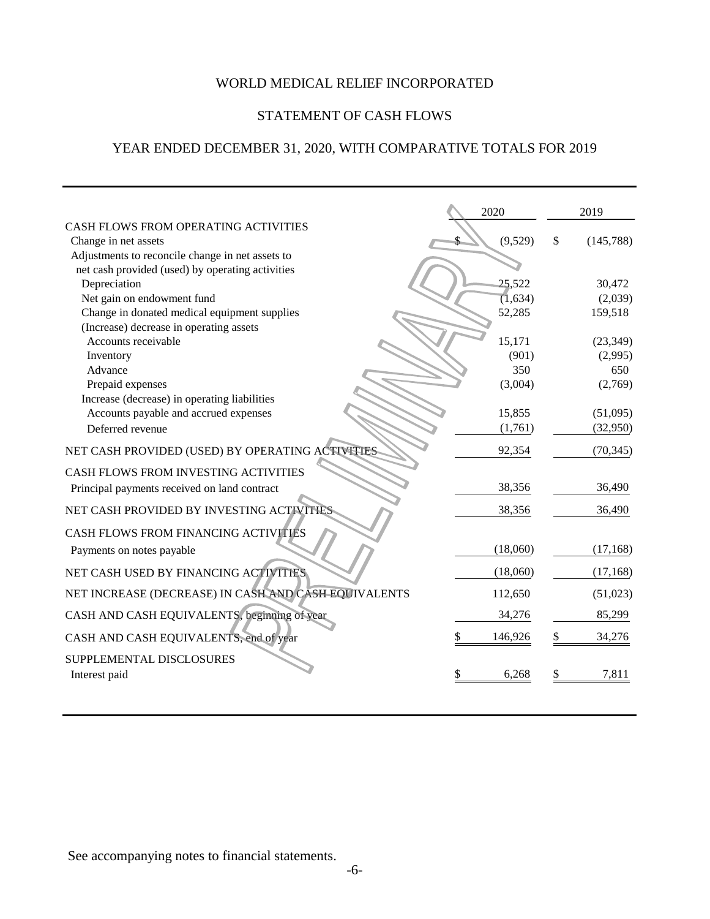# WORLD MEDICAL RELIEF INCORPORATED

## STATEMENT OF CASH FLOWS

### YEAR ENDED DECEMBER 31, 2020, WITH COMPARATIVE TOTALS FOR 2019

| | 2020 | 2019 |
|---|---|---|
| CASH FLOWS FROM OPERATING ACTIVITIES | | |
| Change in net assets | $ (9,529) | $ (145,788) |
| Adjustments to reconcile change in net assets to net cash provided (used) by operating activities | | |
| Depreciation | 25,522 | 30,472 |
| Net gain on endowment fund | (1,634) | (2,039) |
| Change in donated medical equipment supplies | 52,285 | 159,518 |
| (Increase) decrease in operating assets | | |
| Accounts receivable | 15,171 | (23,349) |
| Inventory | (901) | (2,995) |
| Advance | 350 | 650 |
| Prepaid expenses | (3,004) | (2,769) |
| Increase (decrease) in operating liabilities | | |
| Accounts payable and accrued expenses | 15,855 | (51,095) |
| Deferred revenue | (1,761) | (32,950) |
| NET CASH PROVIDED (USED) BY OPERATING ACTIVITIES | 92,354 | (70,345) |
| CASH FLOWS FROM INVESTING ACTIVITIES | | |
| Principal payments received on land contract | 38,356 | 36,490 |
| NET CASH PROVIDED BY INVESTING ACTIVITIES | 38,356 | 36,490 |
| CASH FLOWS FROM FINANCING ACTIVITIES | | |
| Payments on notes payable | (18,060) | (17,168) |
| NET CASH USED BY FINANCING ACTIVITIES | (18,060) | (17,168) |
| NET INCREASE (DECREASE) IN CASH AND CASH EQUIVALENTS | 112,650 | (51,023) |
| CASH AND CASH EQUIVALENTS, beginning of year | 34,276 | 85,299 |
| CASH AND CASH EQUIVALENTS, end of year | $ 146,926 | $ 34,276 |
| SUPPLEMENTAL DISCLOSURES | | |
| Interest paid | $ 6,268 | $ 7,811 |

See accompanying notes to financial statements.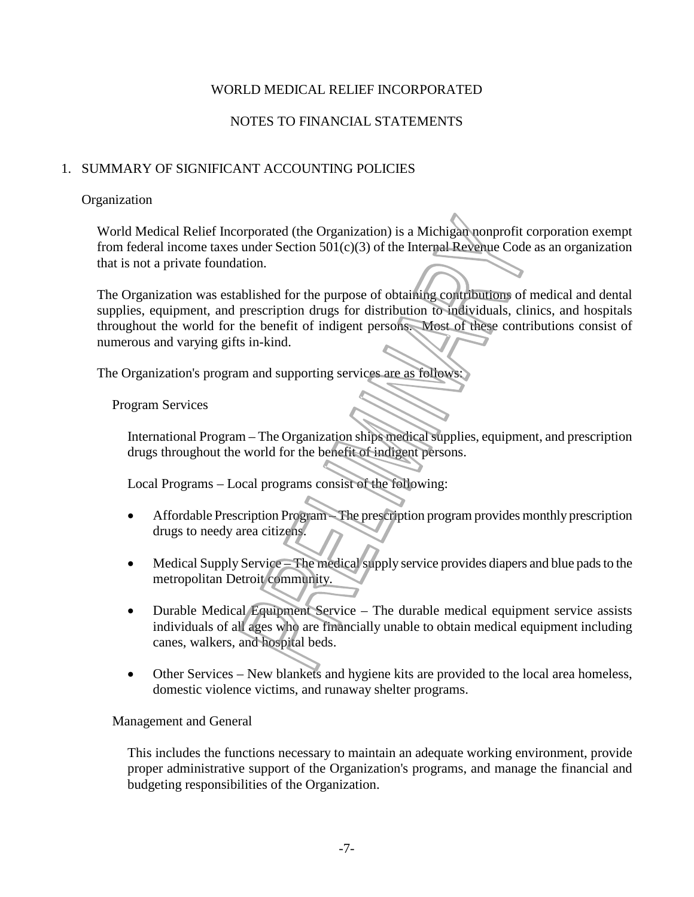WORLD MEDICAL RELIEF INCORPORATED

NOTES TO FINANCIAL STATEMENTS

## 1. SUMMARY OF SIGNIFICANT ACCOUNTING POLICIES

### Organization

World Medical Relief Incorporated (the Organization) is a Michigan nonprofit corporation exempt from federal income taxes under Section 501(c)(3) of the Internal Revenue Code as an organization that is not a private foundation.

The Organization was established for the purpose of obtaining contributions of medical and dental supplies, equipment, and prescription drugs for distribution to individuals, clinics, and hospitals throughout the world for the benefit of indigent persons. Most of these contributions consist of numerous and varying gifts in-kind.

The Organization's program and supporting services are as follows:

#### Program Services

International Program – The Organization ships medical supplies, equipment, and prescription drugs throughout the world for the benefit of indigent persons.

Local Programs – Local programs consist of the following:

- Affordable Prescription Program – The prescription program provides monthly prescription drugs to needy area citizens.
- Medical Supply Service – The medical supply service provides diapers and blue pads to the metropolitan Detroit community.
- Durable Medical Equipment Service – The durable medical equipment service assists individuals of all ages who are financially unable to obtain medical equipment including canes, walkers, and hospital beds.
- Other Services – New blankets and hygiene kits are provided to the local area homeless, domestic violence victims, and runaway shelter programs.

#### Management and General

This includes the functions necessary to maintain an adequate working environment, provide proper administrative support of the Organization's programs, and manage the financial and budgeting responsibilities of the Organization.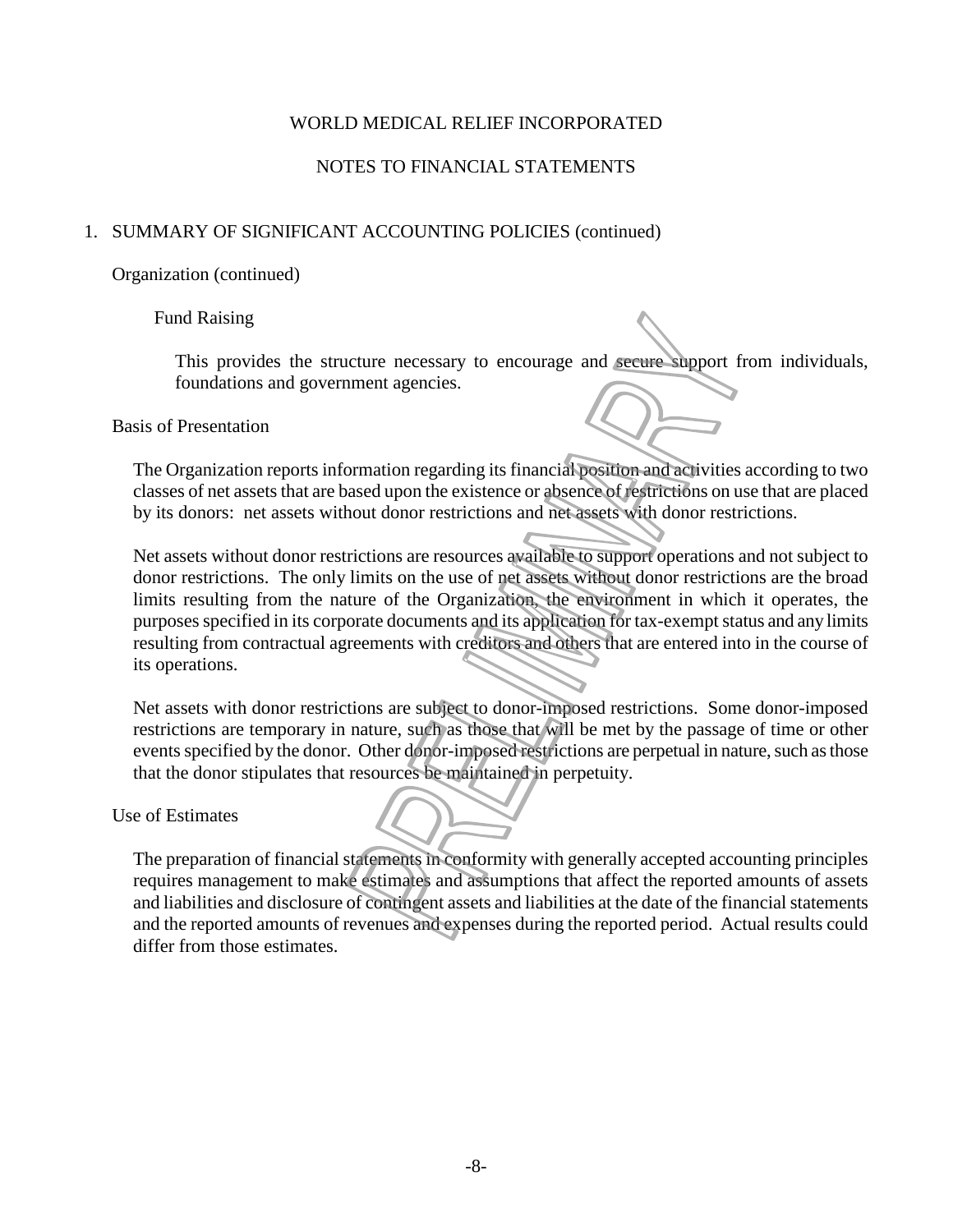WORLD MEDICAL RELIEF INCORPORATED

NOTES TO FINANCIAL STATEMENTS

1. SUMMARY OF SIGNIFICANT ACCOUNTING POLICIES (continued)

Organization (continued)

Fund Raising

This provides the structure necessary to encourage and secure support from individuals, foundations and government agencies.

Basis of Presentation

The Organization reports information regarding its financial position and activities according to two classes of net assets that are based upon the existence or absence of restrictions on use that are placed by its donors: net assets without donor restrictions and net assets with donor restrictions.

Net assets without donor restrictions are resources available to support operations and not subject to donor restrictions. The only limits on the use of net assets without donor restrictions are the broad limits resulting from the nature of the Organization, the environment in which it operates, the purposes specified in its corporate documents and its application for tax-exempt status and any limits resulting from contractual agreements with creditors and others that are entered into in the course of its operations.

Net assets with donor restrictions are subject to donor-imposed restrictions. Some donor-imposed restrictions are temporary in nature, such as those that will be met by the passage of time or other events specified by the donor. Other donor-imposed restrictions are perpetual in nature, such as those that the donor stipulates that resources be maintained in perpetuity.

Use of Estimates

The preparation of financial statements in conformity with generally accepted accounting principles requires management to make estimates and assumptions that affect the reported amounts of assets and liabilities and disclosure of contingent assets and liabilities at the date of the financial statements and the reported amounts of revenues and expenses during the reported period. Actual results could differ from those estimates.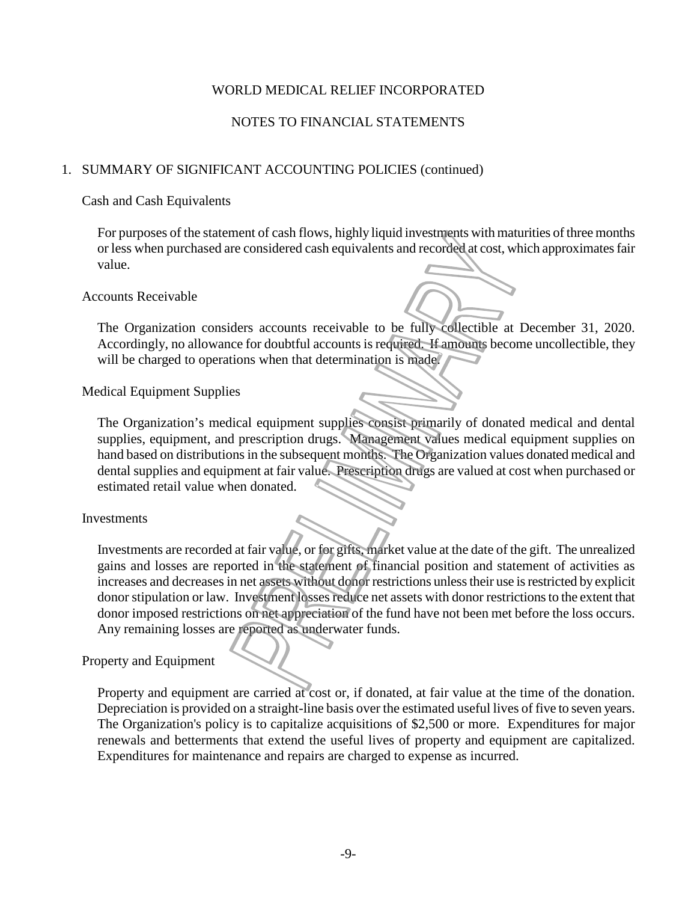WORLD MEDICAL RELIEF INCORPORATED

NOTES TO FINANCIAL STATEMENTS

## 1. SUMMARY OF SIGNIFICANT ACCOUNTING POLICIES (continued)

### Cash and Cash Equivalents

For purposes of the statement of cash flows, highly liquid investments with maturities of three months or less when purchased are considered cash equivalents and recorded at cost, which approximates fair value.

### Accounts Receivable

The Organization considers accounts receivable to be fully collectible at December 31, 2020. Accordingly, no allowance for doubtful accounts is required. If amounts become uncollectible, they will be charged to operations when that determination is made.

### Medical Equipment Supplies

The Organization's medical equipment supplies consist primarily of donated medical and dental supplies, equipment, and prescription drugs. Management values medical equipment supplies on hand based on distributions in the subsequent months. The Organization values donated medical and dental supplies and equipment at fair value. Prescription drugs are valued at cost when purchased or estimated retail value when donated.

### Investments

Investments are recorded at fair value, or for gifts, market value at the date of the gift. The unrealized gains and losses are reported in the statement of financial position and statement of activities as increases and decreases in net assets without donor restrictions unless their use is restricted by explicit donor stipulation or law. Investment losses reduce net assets with donor restrictions to the extent that donor imposed restrictions on net appreciation of the fund have not been met before the loss occurs. Any remaining losses are reported as underwater funds.

### Property and Equipment

Property and equipment are carried at cost or, if donated, at fair value at the time of the donation. Depreciation is provided on a straight-line basis over the estimated useful lives of five to seven years. The Organization's policy is to capitalize acquisitions of $2,500 or more. Expenditures for major renewals and betterments that extend the useful lives of property and equipment are capitalized. Expenditures for maintenance and repairs are charged to expense as incurred.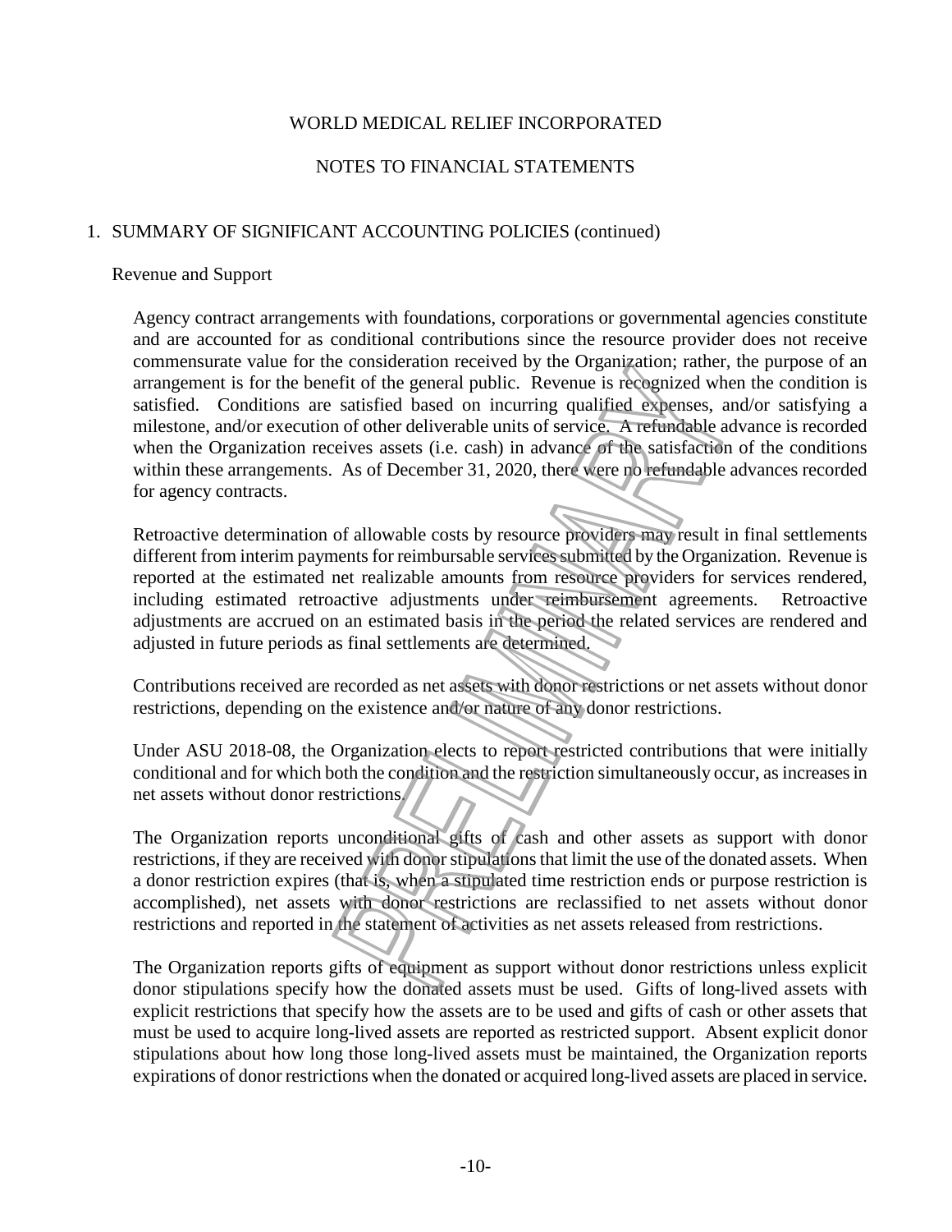WORLD MEDICAL RELIEF INCORPORATED

NOTES TO FINANCIAL STATEMENTS

1. SUMMARY OF SIGNIFICANT ACCOUNTING POLICIES (continued)

Revenue and Support

Agency contract arrangements with foundations, corporations or governmental agencies constitute and are accounted for as conditional contributions since the resource provider does not receive commensurate value for the consideration received by the Organization; rather, the purpose of an arrangement is for the benefit of the general public. Revenue is recognized when the condition is satisfied. Conditions are satisfied based on incurring qualified expenses, and/or satisfying a milestone, and/or execution of other deliverable units of service. A refundable advance is recorded when the Organization receives assets (i.e. cash) in advance of the satisfaction of the conditions within these arrangements. As of December 31, 2020, there were no refundable advances recorded for agency contracts.

Retroactive determination of allowable costs by resource providers may result in final settlements different from interim payments for reimbursable services submitted by the Organization. Revenue is reported at the estimated net realizable amounts from resource providers for services rendered, including estimated retroactive adjustments under reimbursement agreements. Retroactive adjustments are accrued on an estimated basis in the period the related services are rendered and adjusted in future periods as final settlements are determined.

Contributions received are recorded as net assets with donor restrictions or net assets without donor restrictions, depending on the existence and/or nature of any donor restrictions.

Under ASU 2018-08, the Organization elects to report restricted contributions that were initially conditional and for which both the condition and the restriction simultaneously occur, as increases in net assets without donor restrictions.

The Organization reports unconditional gifts of cash and other assets as support with donor restrictions, if they are received with donor stipulations that limit the use of the donated assets. When a donor restriction expires (that is, when a stipulated time restriction ends or purpose restriction is accomplished), net assets with donor restrictions are reclassified to net assets without donor restrictions and reported in the statement of activities as net assets released from restrictions.

The Organization reports gifts of equipment as support without donor restrictions unless explicit donor stipulations specify how the donated assets must be used. Gifts of long-lived assets with explicit restrictions that specify how the assets are to be used and gifts of cash or other assets that must be used to acquire long-lived assets are reported as restricted support. Absent explicit donor stipulations about how long those long-lived assets must be maintained, the Organization reports expirations of donor restrictions when the donated or acquired long-lived assets are placed in service.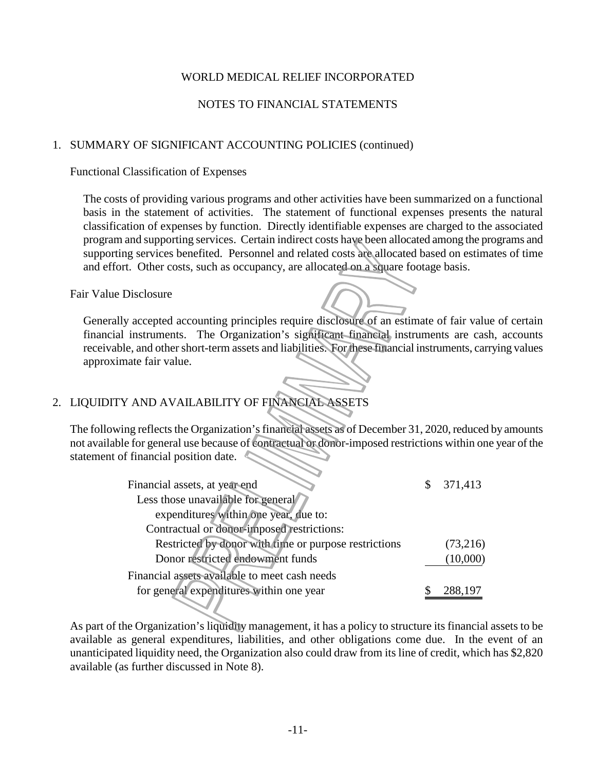WORLD MEDICAL RELIEF INCORPORATED

NOTES TO FINANCIAL STATEMENTS

## 1. SUMMARY OF SIGNIFICANT ACCOUNTING POLICIES (continued)

### Functional Classification of Expenses

The costs of providing various programs and other activities have been summarized on a functional basis in the statement of activities. The statement of functional expenses presents the natural classification of expenses by function. Directly identifiable expenses are charged to the associated program and supporting services. Certain indirect costs have been allocated among the programs and supporting services benefited. Personnel and related costs are allocated based on estimates of time and effort. Other costs, such as occupancy, are allocated on a square footage basis.

### Fair Value Disclosure

Generally accepted accounting principles require disclosure of an estimate of fair value of certain financial instruments. The Organization's significant financial instruments are cash, accounts receivable, and other short-term assets and liabilities. For these financial instruments, carrying values approximate fair value.

## 2. LIQUIDITY AND AVAILABILITY OF FINANCIAL ASSETS

The following reflects the Organization's financial assets as of December 31, 2020, reduced by amounts not available for general use because of contractual or donor-imposed restrictions within one year of the statement of financial position date.

| | |
|---|---|
| Financial assets, at year end | $ 371,413 |
| Less those unavailable for general expenditures within one year, due to: | |
| Contractual or donor-imposed restrictions: | |
| Restricted by donor with time or purpose restrictions | (73,216) |
| Donor restricted endowment funds | (10,000) |
| Financial assets available to meet cash needs for general expenditures within one year | $ 288,197 |

As part of the Organization's liquidity management, it has a policy to structure its financial assets to be available as general expenditures, liabilities, and other obligations come due. In the event of an unanticipated liquidity need, the Organization also could draw from its line of credit, which has $2,820 available (as further discussed in Note 8).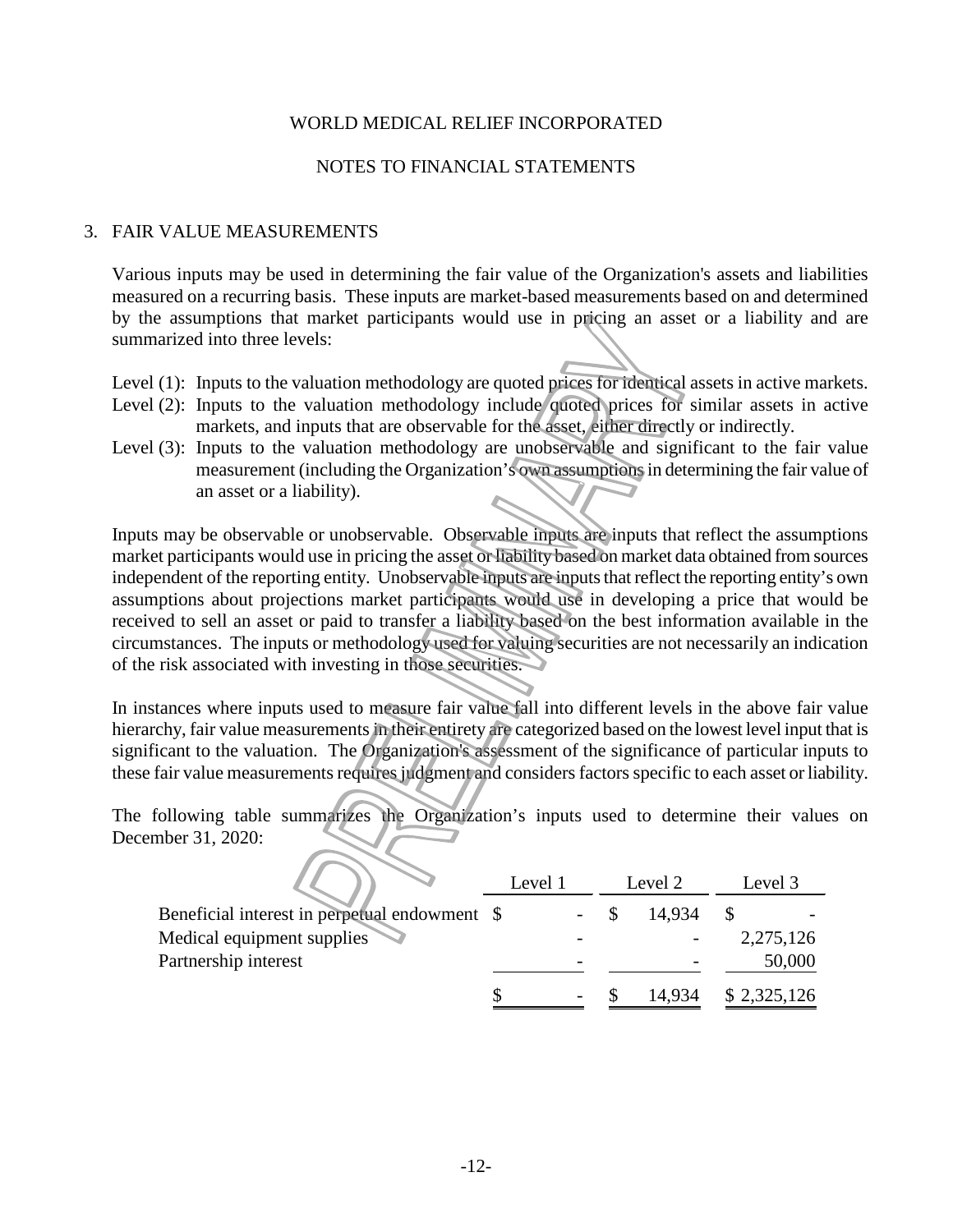WORLD MEDICAL RELIEF INCORPORATED

NOTES TO FINANCIAL STATEMENTS

## 3. FAIR VALUE MEASUREMENTS

Various inputs may be used in determining the fair value of the Organization's assets and liabilities measured on a recurring basis. These inputs are market-based measurements based on and determined by the assumptions that market participants would use in pricing an asset or a liability and are summarized into three levels:

Level (1): Inputs to the valuation methodology are quoted prices for identical assets in active markets.
Level (2): Inputs to the valuation methodology include quoted prices for similar assets in active markets, and inputs that are observable for the asset, either directly or indirectly.
Level (3): Inputs to the valuation methodology are unobservable and significant to the fair value measurement (including the Organization's own assumptions in determining the fair value of an asset or a liability).

Inputs may be observable or unobservable. Observable inputs are inputs that reflect the assumptions market participants would use in pricing the asset or liability based on market data obtained from sources independent of the reporting entity. Unobservable inputs are inputs that reflect the reporting entity's own assumptions about projections market participants would use in developing a price that would be received to sell an asset or paid to transfer a liability based on the best information available in the circumstances. The inputs or methodology used for valuing securities are not necessarily an indication of the risk associated with investing in those securities.

In instances where inputs used to measure fair value fall into different levels in the above fair value hierarchy, fair value measurements in their entirety are categorized based on the lowest level input that is significant to the valuation. The Organization's assessment of the significance of particular inputs to these fair value measurements requires judgment and considers factors specific to each asset or liability.

The following table summarizes the Organization's inputs used to determine their values on December 31, 2020:

| | Level 1 | Level 2 | Level 3 |
|---|---|---|---|
| Beneficial interest in perpetual endowment | $ - | $ 14,934 | $ - |
| Medical equipment supplies | - | - | 2,275,126 |
| Partnership interest | - | - | 50,000 |
| | $ - | $ 14,934 | $ 2,325,126 |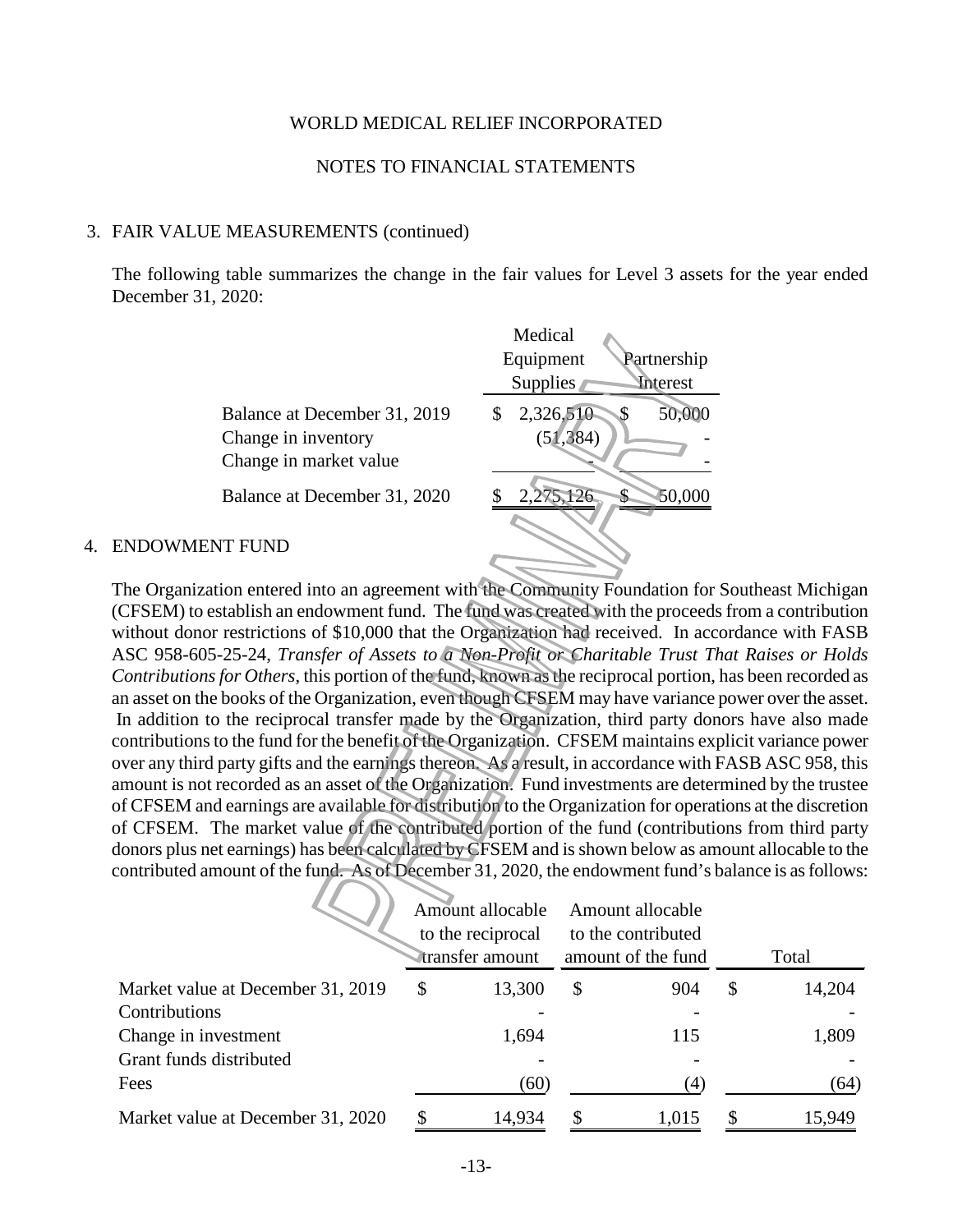WORLD MEDICAL RELIEF INCORPORATED

NOTES TO FINANCIAL STATEMENTS

## 3. FAIR VALUE MEASUREMENTS (continued)

The following table summarizes the change in the fair values for Level 3 assets for the year ended December 31, 2020:

| | Medical Equipment Supplies | Partnership Interest |
|---|---|---|
| Balance at December 31, 2019 | $ 2,326,510 | $ 50,000 |
| Change in inventory | (51,384) | - |
| Change in market value | - | - |
| Balance at December 31, 2020 | $ 2,275,126 | $ 50,000 |

## 4. ENDOWMENT FUND

The Organization entered into an agreement with the Community Foundation for Southeast Michigan (CFSEM) to establish an endowment fund. The fund was created with the proceeds from a contribution without donor restrictions of $10,000 that the Organization had received. In accordance with FASB ASC 958-605-25-24, *Transfer of Assets to a Non-Profit or Charitable Trust That Raises or Holds Contributions for Others*, this portion of the fund, known as the reciprocal portion, has been recorded as an asset on the books of the Organization, even though CFSEM may have variance power over the asset. In addition to the reciprocal transfer made by the Organization, third party donors have also made contributions to the fund for the benefit of the Organization. CFSEM maintains explicit variance power over any third party gifts and the earnings thereon. As a result, in accordance with FASB ASC 958, this amount is not recorded as an asset of the Organization. Fund investments are determined by the trustee of CFSEM and earnings are available for distribution to the Organization for operations at the discretion of CFSEM. The market value of the contributed portion of the fund (contributions from third party donors plus net earnings) has been calculated by CFSEM and is shown below as amount allocable to the contributed amount of the fund. As of December 31, 2020, the endowment fund's balance is as follows:

| | Amount allocable to the reciprocal transfer amount | Amount allocable to the contributed amount of the fund | Total |
|---|---|---|---|
| Market value at December 31, 2019 | $ 13,300 | $ 904 | $ 14,204 |
| Contributions | - | - | - |
| Change in investment | 1,694 | 115 | 1,809 |
| Grant funds distributed | - | - | - |
| Fees | (60) | (4) | (64) |
| Market value at December 31, 2020 | $ 14,934 | $ 1,015 | $ 15,949 |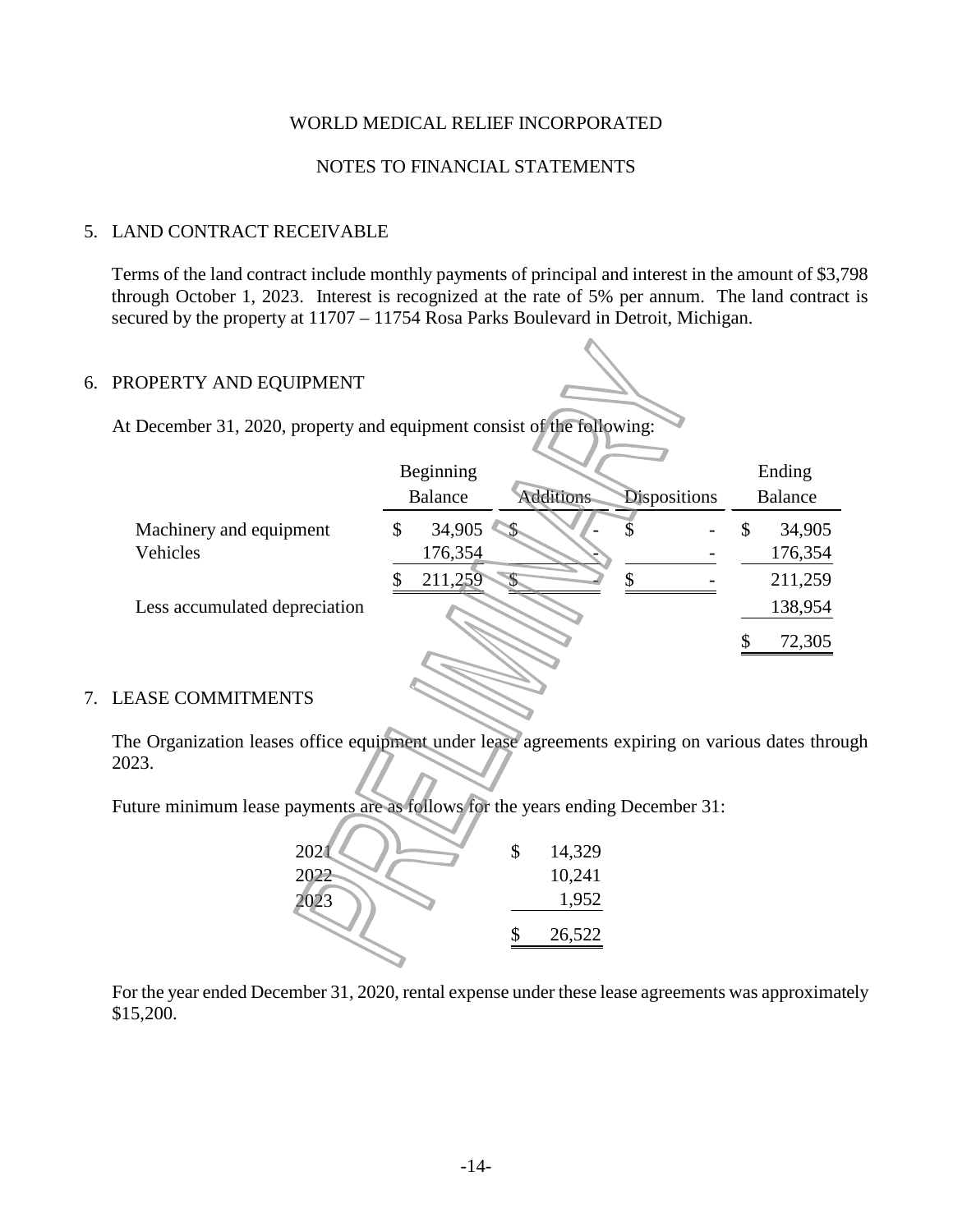WORLD MEDICAL RELIEF INCORPORATED

NOTES TO FINANCIAL STATEMENTS

## 5. LAND CONTRACT RECEIVABLE

Terms of the land contract include monthly payments of principal and interest in the amount of $3,798 through October 1, 2023. Interest is recognized at the rate of 5% per annum. The land contract is secured by the property at 11707 – 11754 Rosa Parks Boulevard in Detroit, Michigan.

## 6. PROPERTY AND EQUIPMENT

At December 31, 2020, property and equipment consist of the following:

| | Beginning Balance | Additions | Dispositions | Ending Balance |
|---|---|---|---|---|
| Machinery and equipment | $ 34,905 | $ - | $ - | $ 34,905 |
| Vehicles | 176,354 | - | - | 176,354 |
| | $ 211,259 | $ - | $ - | 211,259 |
| Less accumulated depreciation | | | | 138,954 |
| | | | | $ 72,305 |

## 7. LEASE COMMITMENTS

The Organization leases office equipment under lease agreements expiring on various dates through 2023.

Future minimum lease payments are as follows for the years ending December 31:

| | |
|---|---|
| 2021 | $ 14,329 |
| 2022 | 10,241 |
| 2023 | 1,952 |
| | $ 26,522 |

For the year ended December 31, 2020, rental expense under these lease agreements was approximately $15,200.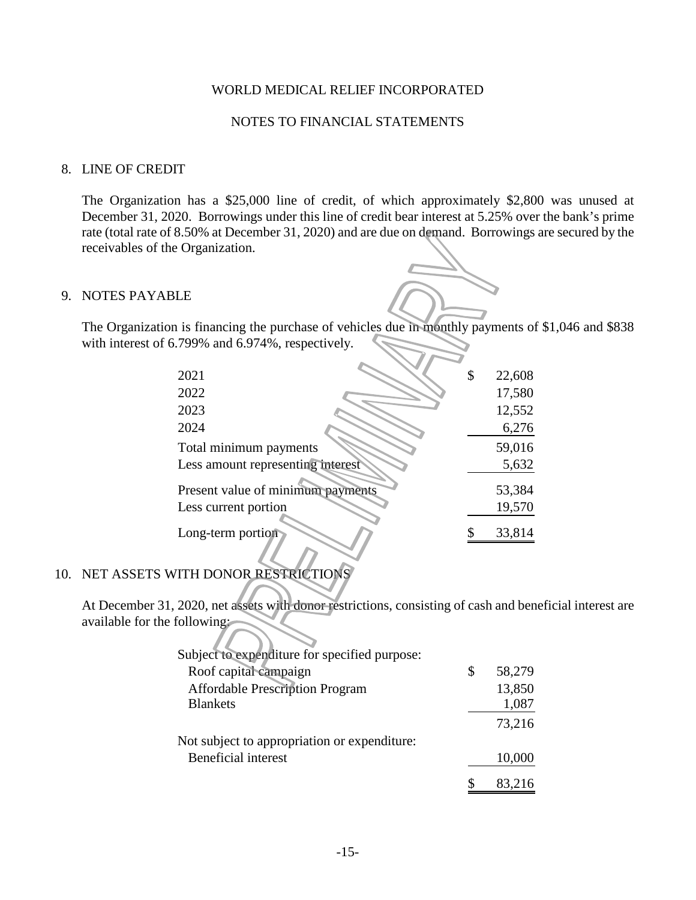WORLD MEDICAL RELIEF INCORPORATED

NOTES TO FINANCIAL STATEMENTS

## 8. LINE OF CREDIT

The Organization has a $25,000 line of credit, of which approximately $2,800 was unused at December 31, 2020. Borrowings under this line of credit bear interest at 5.25% over the bank's prime rate (total rate of 8.50% at December 31, 2020) and are due on demand. Borrowings are secured by the receivables of the Organization.

## 9. NOTES PAYABLE

The Organization is financing the purchase of vehicles due in monthly payments of $1,046 and $838 with interest of 6.799% and 6.974%, respectively.

| | |
|---|---|
| 2021 | $ 22,608 |
| 2022 | 17,580 |
| 2023 | 12,552 |
| 2024 | 6,276 |
| Total minimum payments | 59,016 |
| Less amount representing interest | 5,632 |
| Present value of minimum payments | 53,384 |
| Less current portion | 19,570 |
| Long-term portion | $ 33,814 |

## 10. NET ASSETS WITH DONOR RESTRICTIONS

At December 31, 2020, net assets with donor restrictions, consisting of cash and beneficial interest are available for the following:

| | |
|---|---|
| Subject to expenditure for specified purpose: | |
| Roof capital campaign | $ 58,279 |
| Affordable Prescription Program | 13,850 |
| Blankets | 1,087 |
| | 73,216 |
| Not subject to appropriation or expenditure: | |
| Beneficial interest | 10,000 |
| | $ 83,216 |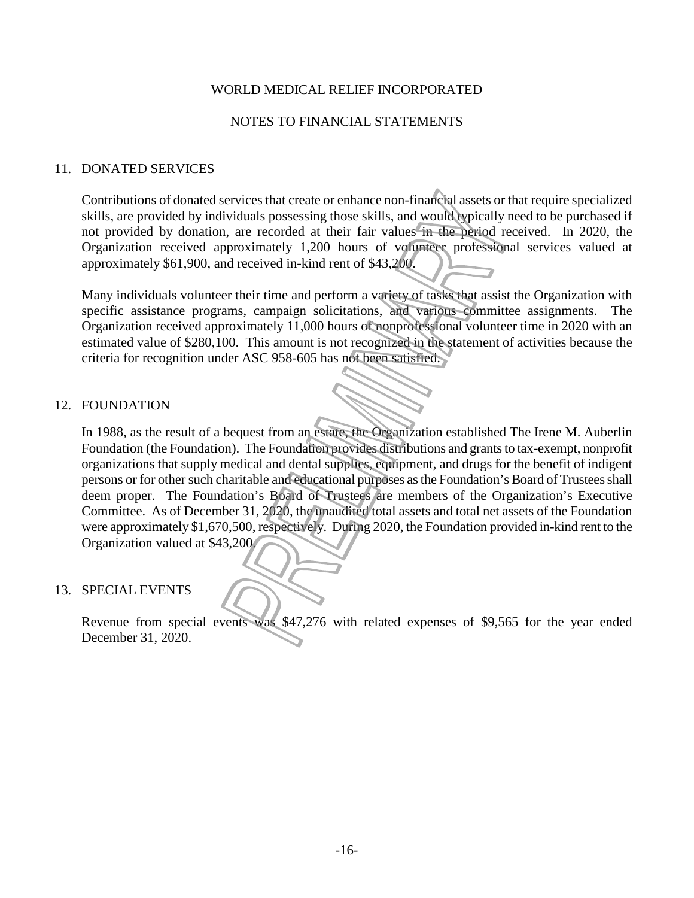WORLD MEDICAL RELIEF INCORPORATED

NOTES TO FINANCIAL STATEMENTS

## 11. DONATED SERVICES

Contributions of donated services that create or enhance non-financial assets or that require specialized skills, are provided by individuals possessing those skills, and would typically need to be purchased if not provided by donation, are recorded at their fair values in the period received. In 2020, the Organization received approximately 1,200 hours of volunteer professional services valued at approximately $61,900, and received in-kind rent of $43,200.

Many individuals volunteer their time and perform a variety of tasks that assist the Organization with specific assistance programs, campaign solicitations, and various committee assignments. The Organization received approximately 11,000 hours of nonprofessional volunteer time in 2020 with an estimated value of $280,100. This amount is not recognized in the statement of activities because the criteria for recognition under ASC 958-605 has not been satisfied.

## 12. FOUNDATION

In 1988, as the result of a bequest from an estate, the Organization established The Irene M. Auberlin Foundation (the Foundation). The Foundation provides distributions and grants to tax-exempt, nonprofit organizations that supply medical and dental supplies, equipment, and drugs for the benefit of indigent persons or for other such charitable and educational purposes as the Foundation's Board of Trustees shall deem proper. The Foundation's Board of Trustees are members of the Organization's Executive Committee. As of December 31, 2020, the unaudited total assets and total net assets of the Foundation were approximately $1,670,500, respectively. During 2020, the Foundation provided in-kind rent to the Organization valued at $43,200.

## 13. SPECIAL EVENTS

Revenue from special events was $47,276 with related expenses of $9,565 for the year ended December 31, 2020.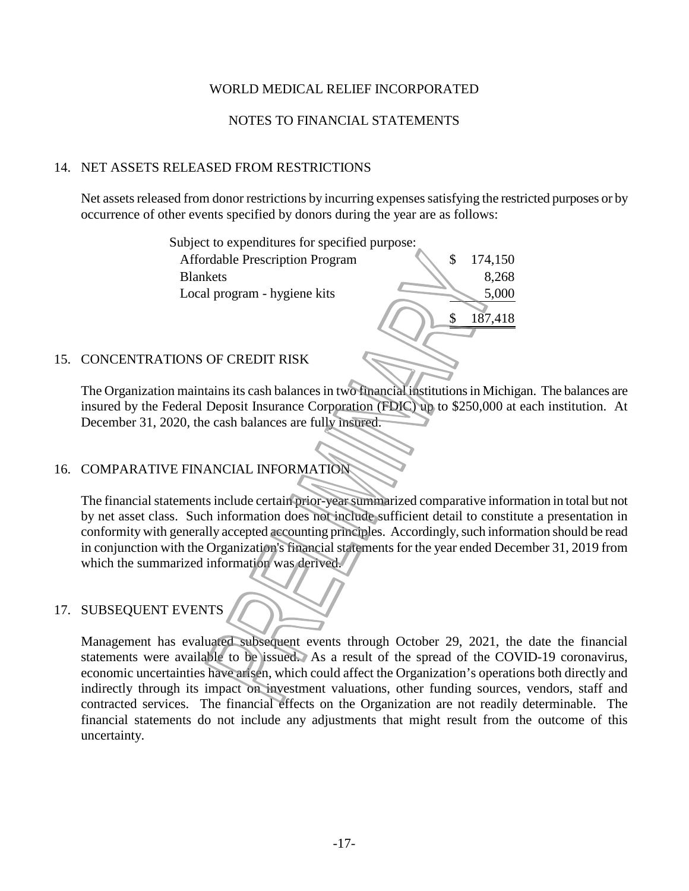WORLD MEDICAL RELIEF INCORPORATED

NOTES TO FINANCIAL STATEMENTS

## 14. NET ASSETS RELEASED FROM RESTRICTIONS

Net assets released from donor restrictions by incurring expenses satisfying the restricted purposes or by occurrence of other events specified by donors during the year are as follows:

| | |
|---|---|
| Subject to expenditures for specified purpose: | |
| Affordable Prescription Program | $ 174,150 |
| Blankets | 8,268 |
| Local program - hygiene kits | 5,000 |
| | $ 187,418 |

## 15. CONCENTRATIONS OF CREDIT RISK

The Organization maintains its cash balances in two financial institutions in Michigan. The balances are insured by the Federal Deposit Insurance Corporation (FDIC) up to $250,000 at each institution. At December 31, 2020, the cash balances are fully insured.

## 16. COMPARATIVE FINANCIAL INFORMATION

The financial statements include certain prior-year summarized comparative information in total but not by net asset class. Such information does not include sufficient detail to constitute a presentation in conformity with generally accepted accounting principles. Accordingly, such information should be read in conjunction with the Organization's financial statements for the year ended December 31, 2019 from which the summarized information was derived.

## 17. SUBSEQUENT EVENTS

Management has evaluated subsequent events through October 29, 2021, the date the financial statements were available to be issued. As a result of the spread of the COVID-19 coronavirus, economic uncertainties have arisen, which could affect the Organization's operations both directly and indirectly through its impact on investment valuations, other funding sources, vendors, staff and contracted services. The financial effects on the Organization are not readily determinable. The financial statements do not include any adjustments that might result from the outcome of this uncertainty.

PRELIMINARY